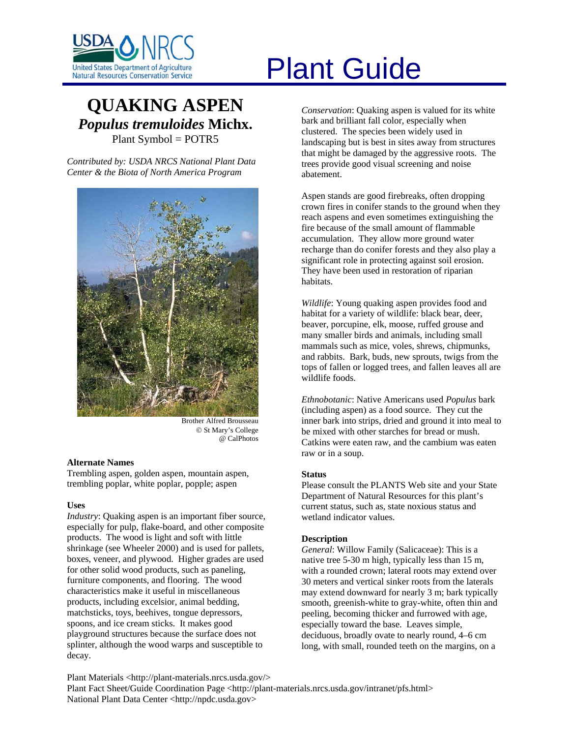# Plant Guide

## QUAKING ASPEN
## *Populus tremuloides* Michx.

Plant Symbol = POTR5

*Contributed by: USDA NRCS National Plant Data Center & the Biota of North America Program*

Brother Alfred Brousseau
© St Mary's College
@ CalPhotos

### Alternate Names

Trembling aspen, golden aspen, mountain aspen, trembling poplar, white poplar, popple; aspen

### Uses

*Industry*: Quaking aspen is an important fiber source, especially for pulp, flake-board, and other composite products. The wood is light and soft with little shrinkage (see Wheeler 2000) and is used for pallets, boxes, veneer, and plywood. Higher grades are used for other solid wood products, such as paneling, furniture components, and flooring. The wood characteristics make it useful in miscellaneous products, including excelsior, animal bedding, matchsticks, toys, beehives, tongue depressors, spoons, and ice cream sticks. It makes good playground structures because the surface does not splinter, although the wood warps and susceptible to decay.

*Conservation*: Quaking aspen is valued for its white bark and brilliant fall color, especially when clustered. The species been widely used in landscaping but is best in sites away from structures that might be damaged by the aggressive roots. The trees provide good visual screening and noise abatement.

Aspen stands are good firebreaks, often dropping crown fires in conifer stands to the ground when they reach aspens and even sometimes extinguishing the fire because of the small amount of flammable accumulation. They allow more ground water recharge than do conifer forests and they also play a significant role in protecting against soil erosion. They have been used in restoration of riparian habitats.

*Wildlife*: Young quaking aspen provides food and habitat for a variety of wildlife: black bear, deer, beaver, porcupine, elk, moose, ruffed grouse and many smaller birds and animals, including small mammals such as mice, voles, shrews, chipmunks, and rabbits. Bark, buds, new sprouts, twigs from the tops of fallen or logged trees, and fallen leaves all are wildlife foods.

*Ethnobotanic*: Native Americans used *Populus* bark (including aspen) as a food source. They cut the inner bark into strips, dried and ground it into meal to be mixed with other starches for bread or mush. Catkins were eaten raw, and the cambium was eaten raw or in a soup.

### Status

Please consult the PLANTS Web site and your State Department of Natural Resources for this plant's current status, such as, state noxious status and wetland indicator values.

### Description

*General*: Willow Family (Salicaceae): This is a native tree 5-30 m high, typically less than 15 m, with a rounded crown; lateral roots may extend over 30 meters and vertical sinker roots from the laterals may extend downward for nearly 3 m; bark typically smooth, greenish-white to gray-white, often thin and peeling, becoming thicker and furrowed with age, especially toward the base. Leaves simple, deciduous, broadly ovate to nearly round, 4–6 cm long, with small, rounded teeth on the margins, on a

Plant Materials <http://plant-materials.nrcs.usda.gov/>
Plant Fact Sheet/Guide Coordination Page <http://plant-materials.nrcs.usda.gov/intranet/pfs.html>
National Plant Data Center <http://npdc.usda.gov>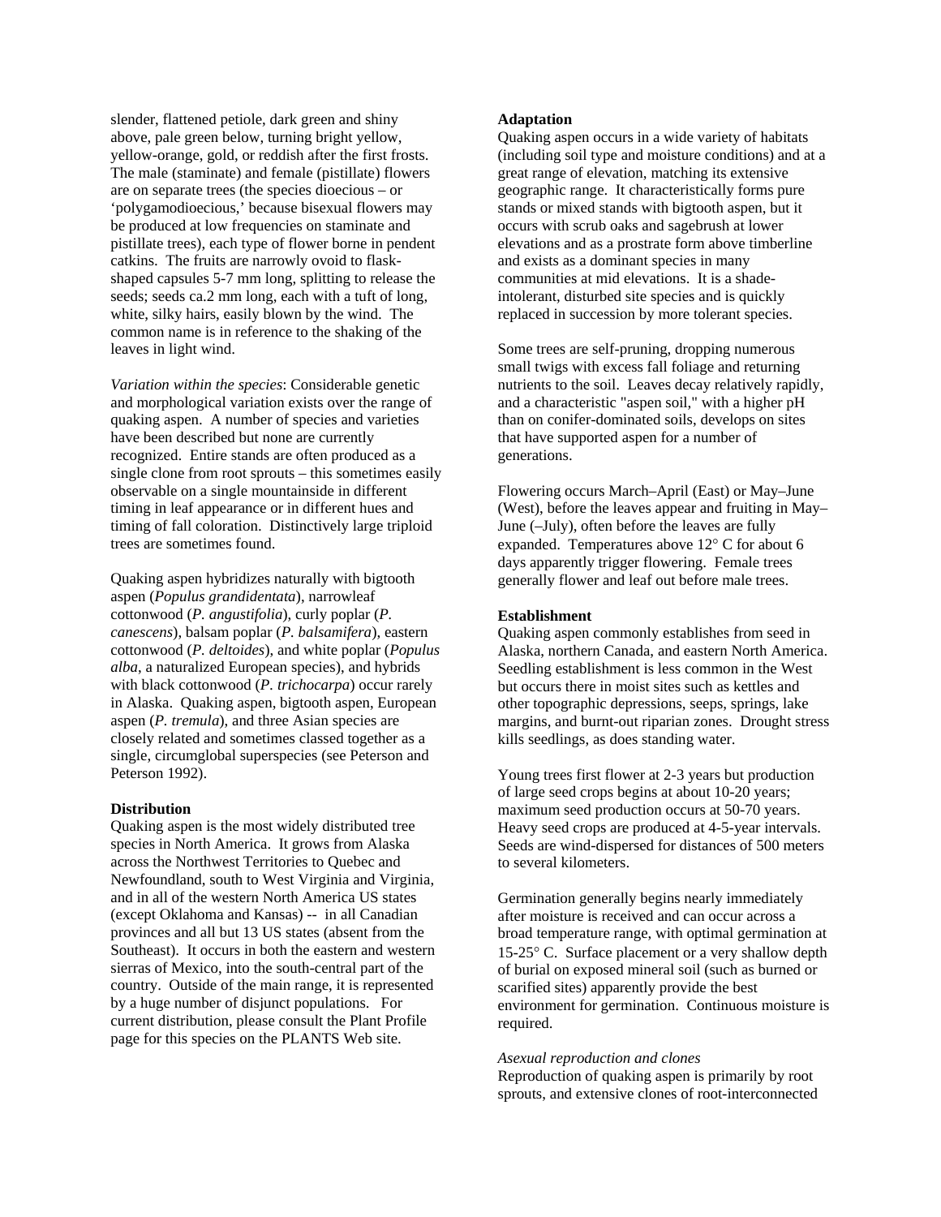slender, flattened petiole, dark green and shiny above, pale green below, turning bright yellow, yellow-orange, gold, or reddish after the first frosts. The male (staminate) and female (pistillate) flowers are on separate trees (the species dioecious – or 'polygamodioecious,' because bisexual flowers may be produced at low frequencies on staminate and pistillate trees), each type of flower borne in pendent catkins. The fruits are narrowly ovoid to flask-shaped capsules 5-7 mm long, splitting to release the seeds; seeds ca.2 mm long, each with a tuft of long, white, silky hairs, easily blown by the wind. The common name is in reference to the shaking of the leaves in light wind.

*Variation within the species*: Considerable genetic and morphological variation exists over the range of quaking aspen. A number of species and varieties have been described but none are currently recognized. Entire stands are often produced as a single clone from root sprouts – this sometimes easily observable on a single mountainside in different timing in leaf appearance or in different hues and timing of fall coloration. Distinctively large triploid trees are sometimes found.

Quaking aspen hybridizes naturally with bigtooth aspen (*Populus grandidentata*), narrowleaf cottonwood (*P. angustifolia*), curly poplar (*P. canescens*), balsam poplar (*P. balsamifera*), eastern cottonwood (*P. deltoides*), and white poplar (*Populus alba*, a naturalized European species), and hybrids with black cottonwood (*P. trichocarpa*) occur rarely in Alaska. Quaking aspen, bigtooth aspen, European aspen (*P. tremula*), and three Asian species are closely related and sometimes classed together as a single, circumglobal superspecies (see Peterson and Peterson 1992).

**Distribution**

Quaking aspen is the most widely distributed tree species in North America. It grows from Alaska across the Northwest Territories to Quebec and Newfoundland, south to West Virginia and Virginia, and in all of the western North America US states (except Oklahoma and Kansas) -- in all Canadian provinces and all but 13 US states (absent from the Southeast). It occurs in both the eastern and western sierras of Mexico, into the south-central part of the country. Outside of the main range, it is represented by a huge number of disjunct populations. For current distribution, please consult the Plant Profile page for this species on the PLANTS Web site.

**Adaptation**

Quaking aspen occurs in a wide variety of habitats (including soil type and moisture conditions) and at a great range of elevation, matching its extensive geographic range. It characteristically forms pure stands or mixed stands with bigtooth aspen, but it occurs with scrub oaks and sagebrush at lower elevations and as a prostrate form above timberline and exists as a dominant species in many communities at mid elevations. It is a shade-intolerant, disturbed site species and is quickly replaced in succession by more tolerant species.

Some trees are self-pruning, dropping numerous small twigs with excess fall foliage and returning nutrients to the soil. Leaves decay relatively rapidly, and a characteristic "aspen soil," with a higher pH than on conifer-dominated soils, develops on sites that have supported aspen for a number of generations.

Flowering occurs March–April (East) or May–June (West), before the leaves appear and fruiting in May–June (–July), often before the leaves are fully expanded. Temperatures above 12° C for about 6 days apparently trigger flowering. Female trees generally flower and leaf out before male trees.

**Establishment**

Quaking aspen commonly establishes from seed in Alaska, northern Canada, and eastern North America. Seedling establishment is less common in the West but occurs there in moist sites such as kettles and other topographic depressions, seeps, springs, lake margins, and burnt-out riparian zones. Drought stress kills seedlings, as does standing water.

Young trees first flower at 2-3 years but production of large seed crops begins at about 10-20 years; maximum seed production occurs at 50-70 years. Heavy seed crops are produced at 4-5-year intervals. Seeds are wind-dispersed for distances of 500 meters to several kilometers.

Germination generally begins nearly immediately after moisture is received and can occur across a broad temperature range, with optimal germination at 15-25° C. Surface placement or a very shallow depth of burial on exposed mineral soil (such as burned or scarified sites) apparently provide the best environment for germination. Continuous moisture is required.

*Asexual reproduction and clones*

Reproduction of quaking aspen is primarily by root sprouts, and extensive clones of root-interconnected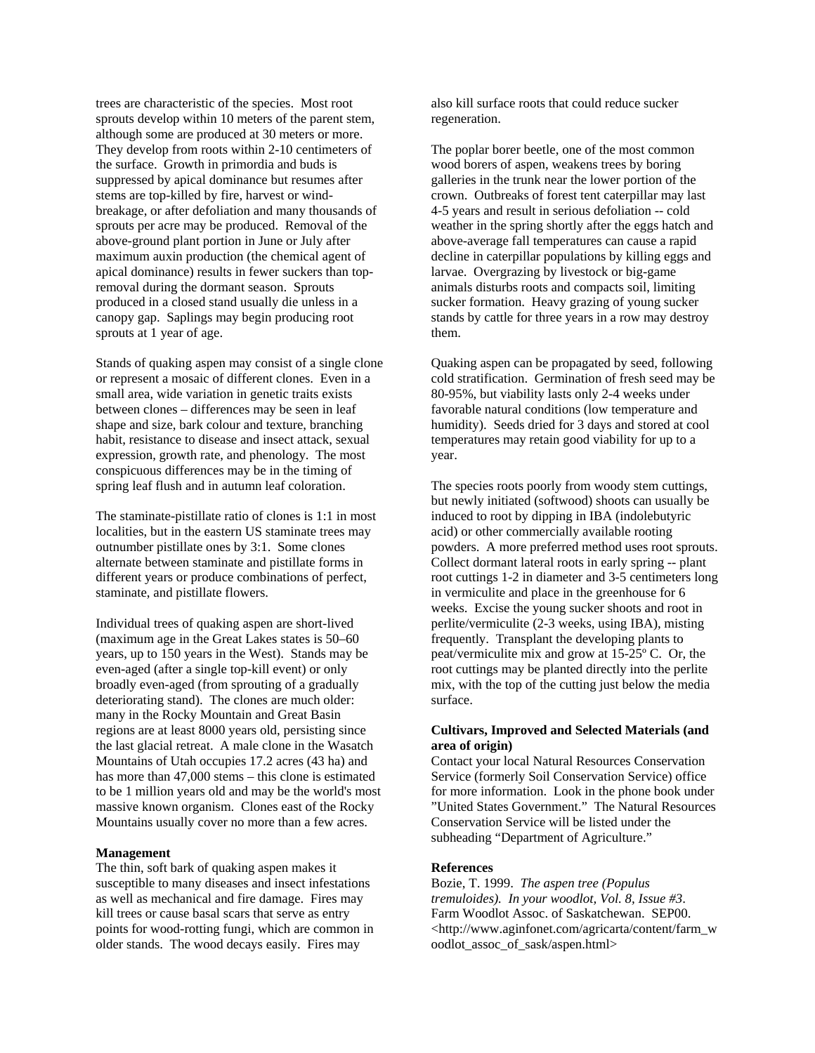trees are characteristic of the species. Most root sprouts develop within 10 meters of the parent stem, although some are produced at 30 meters or more. They develop from roots within 2-10 centimeters of the surface. Growth in primordia and buds is suppressed by apical dominance but resumes after stems are top-killed by fire, harvest or wind-breakage, or after defoliation and many thousands of sprouts per acre may be produced. Removal of the above-ground plant portion in June or July after maximum auxin production (the chemical agent of apical dominance) results in fewer suckers than top-removal during the dormant season. Sprouts produced in a closed stand usually die unless in a canopy gap. Saplings may begin producing root sprouts at 1 year of age.

Stands of quaking aspen may consist of a single clone or represent a mosaic of different clones. Even in a small area, wide variation in genetic traits exists between clones – differences may be seen in leaf shape and size, bark colour and texture, branching habit, resistance to disease and insect attack, sexual expression, growth rate, and phenology. The most conspicuous differences may be in the timing of spring leaf flush and in autumn leaf coloration.

The staminate-pistillate ratio of clones is 1:1 in most localities, but in the eastern US staminate trees may outnumber pistillate ones by 3:1. Some clones alternate between staminate and pistillate forms in different years or produce combinations of perfect, staminate, and pistillate flowers.

Individual trees of quaking aspen are short-lived (maximum age in the Great Lakes states is 50–60 years, up to 150 years in the West). Stands may be even-aged (after a single top-kill event) or only broadly even-aged (from sprouting of a gradually deteriorating stand). The clones are much older: many in the Rocky Mountain and Great Basin regions are at least 8000 years old, persisting since the last glacial retreat. A male clone in the Wasatch Mountains of Utah occupies 17.2 acres (43 ha) and has more than 47,000 stems – this clone is estimated to be 1 million years old and may be the world's most massive known organism. Clones east of the Rocky Mountains usually cover no more than a few acres.

**Management**
The thin, soft bark of quaking aspen makes it susceptible to many diseases and insect infestations as well as mechanical and fire damage. Fires may kill trees or cause basal scars that serve as entry points for wood-rotting fungi, which are common in older stands. The wood decays easily. Fires may also kill surface roots that could reduce sucker regeneration.

The poplar borer beetle, one of the most common wood borers of aspen, weakens trees by boring galleries in the trunk near the lower portion of the crown. Outbreaks of forest tent caterpillar may last 4-5 years and result in serious defoliation -- cold weather in the spring shortly after the eggs hatch and above-average fall temperatures can cause a rapid decline in caterpillar populations by killing eggs and larvae. Overgrazing by livestock or big-game animals disturbs roots and compacts soil, limiting sucker formation. Heavy grazing of young sucker stands by cattle for three years in a row may destroy them.

Quaking aspen can be propagated by seed, following cold stratification. Germination of fresh seed may be 80-95%, but viability lasts only 2-4 weeks under favorable natural conditions (low temperature and humidity). Seeds dried for 3 days and stored at cool temperatures may retain good viability for up to a year.

The species roots poorly from woody stem cuttings, but newly initiated (softwood) shoots can usually be induced to root by dipping in IBA (indolebutyric acid) or other commercially available rooting powders. A more preferred method uses root sprouts. Collect dormant lateral roots in early spring -- plant root cuttings 1-2 in diameter and 3-5 centimeters long in vermiculite and place in the greenhouse for 6 weeks. Excise the young sucker shoots and root in perlite/vermiculite (2-3 weeks, using IBA), misting frequently. Transplant the developing plants to peat/vermiculite mix and grow at 15-25º C. Or, the root cuttings may be planted directly into the perlite mix, with the top of the cutting just below the media surface.

**Cultivars, Improved and Selected Materials (and area of origin)**
Contact your local Natural Resources Conservation Service (formerly Soil Conservation Service) office for more information. Look in the phone book under "United States Government." The Natural Resources Conservation Service will be listed under the subheading "Department of Agriculture."

**References**
Bozie, T. 1999. *The aspen tree (Populus tremuloides). In your woodlot, Vol. 8, Issue #3*. Farm Woodlot Assoc. of Saskatchewan. SEP00. <http://www.aginfonet.com/agricarta/content/farm_woodlot_assoc_of_sask/aspen.html>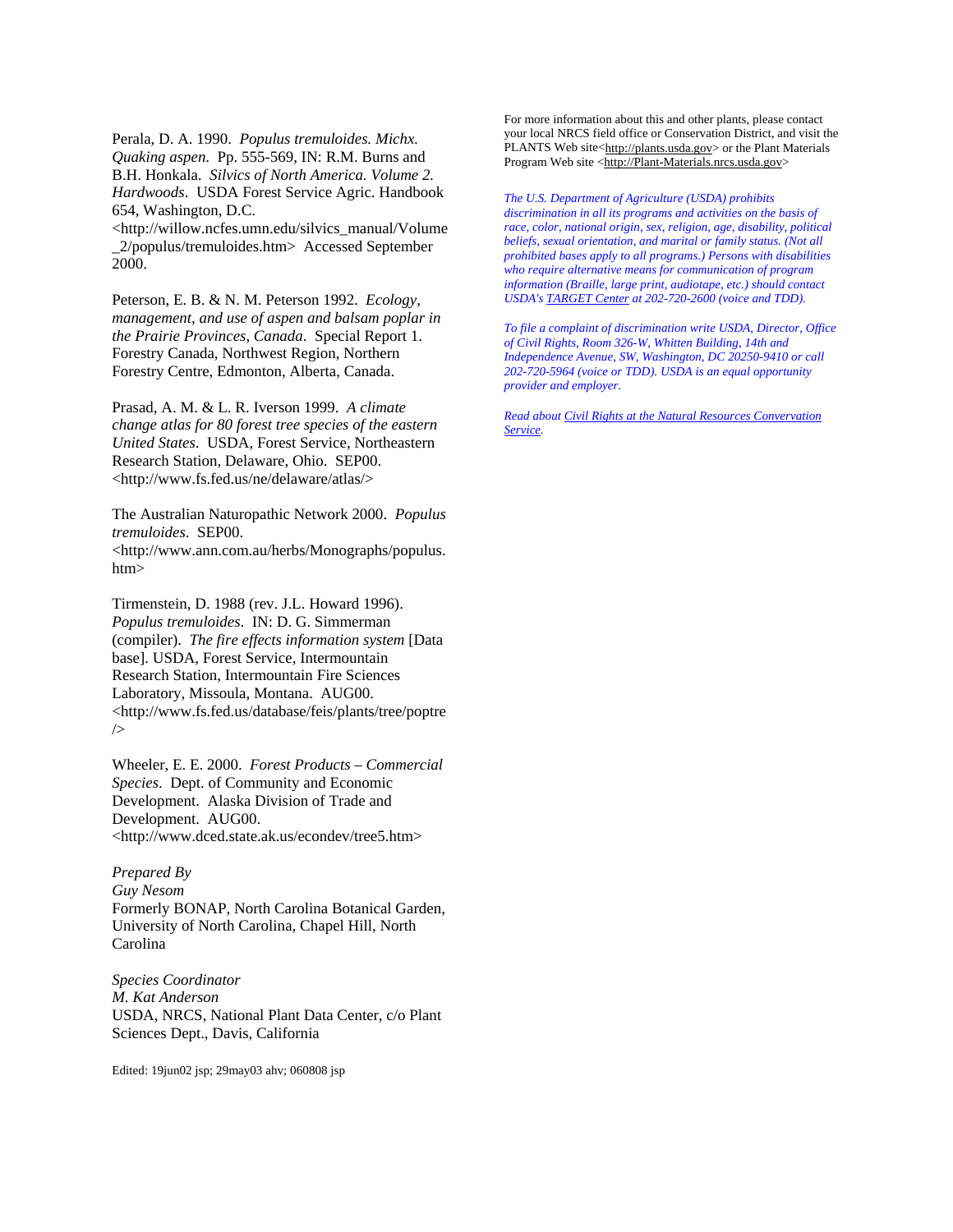Perala, D. A. 1990. *Populus tremuloides. Michx. Quaking aspen*. Pp. 555-569, IN: R.M. Burns and B.H. Honkala. *Silvics of North America. Volume 2. Hardwoods*. USDA Forest Service Agric. Handbook 654, Washington, D.C. <http://willow.ncfes.umn.edu/silvics_manual/Volume_2/populus/tremuloides.htm> Accessed September 2000.

Peterson, E. B. & N. M. Peterson 1992. *Ecology, management, and use of aspen and balsam poplar in the Prairie Provinces, Canada*. Special Report 1. Forestry Canada, Northwest Region, Northern Forestry Centre, Edmonton, Alberta, Canada.

Prasad, A. M. & L. R. Iverson 1999. *A climate change atlas for 80 forest tree species of the eastern United States*. USDA, Forest Service, Northeastern Research Station, Delaware, Ohio. SEP00. <http://www.fs.fed.us/ne/delaware/atlas/>

The Australian Naturopathic Network 2000. *Populus tremuloides*. SEP00. <http://www.ann.com.au/herbs/Monographs/populus.htm>

Tirmenstein, D. 1988 (rev. J.L. Howard 1996). *Populus tremuloides*. IN: D. G. Simmerman (compiler). *The fire effects information system* [Data base]. USDA, Forest Service, Intermountain Research Station, Intermountain Fire Sciences Laboratory, Missoula, Montana. AUG00. <http://www.fs.fed.us/database/feis/plants/tree/poptre/>

Wheeler, E. E. 2000. *Forest Products – Commercial Species*. Dept. of Community and Economic Development. Alaska Division of Trade and Development. AUG00. <http://www.dced.state.ak.us/econdev/tree5.htm>

*Prepared By*
*Guy Nesom*
Formerly BONAP, North Carolina Botanical Garden, University of North Carolina, Chapel Hill, North Carolina

*Species Coordinator*
*M. Kat Anderson*
USDA, NRCS, National Plant Data Center, c/o Plant Sciences Dept., Davis, California

Edited: 19jun02 jsp; 29may03 ahv; 060808 jsp

For more information about this and other plants, please contact your local NRCS field office or Conservation District, and visit the PLANTS Web site<http://plants.usda.gov> or the Plant Materials Program Web site <http://Plant-Materials.nrcs.usda.gov>

*The U.S. Department of Agriculture (USDA) prohibits discrimination in all its programs and activities on the basis of race, color, national origin, sex, religion, age, disability, political beliefs, sexual orientation, and marital or family status. (Not all prohibited bases apply to all programs.) Persons with disabilities who require alternative means for communication of program information (Braille, large print, audiotape, etc.) should contact USDA's TARGET Center at 202-720-2600 (voice and TDD).*

*To file a complaint of discrimination write USDA, Director, Office of Civil Rights, Room 326-W, Whitten Building, 14th and Independence Avenue, SW, Washington, DC 20250-9410 or call 202-720-5964 (voice or TDD). USDA is an equal opportunity provider and employer.*

*Read about Civil Rights at the Natural Resources Convervation Service.*